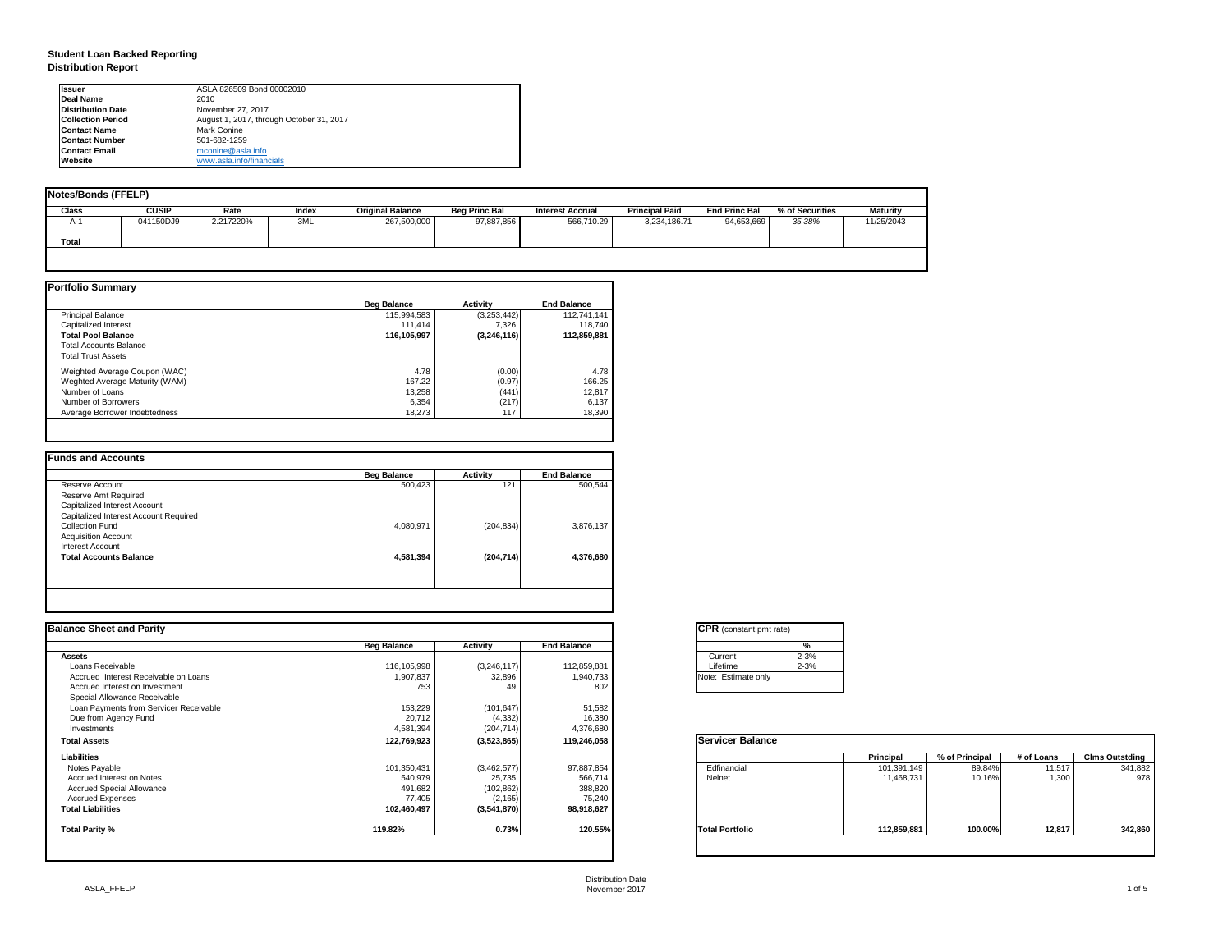# Student Loan Backed Reporting
## Distribution Report

| | |
|---|---|
| **Issuer** | ASLA 826509 Bond 00002010 |
| **Deal Name** | 2010 |
| **Distribution Date** | November 27, 2017 |
| **Collection Period** | August 1, 2017, through October 31, 2017 |
| **Contact Name** | Mark Conine |
| **Contact Number** | 501-682-1259 |
| **Contact Email** | mconine@asla.info |
| **Website** | www.asla.info/financials |

### Notes/Bonds (FFELP)

| Class | CUSIP | Rate | Index | Original Balance | Beg Princ Bal | Interest Accrual | Principal Paid | End Princ Bal | % of Securities | Maturity |
|---|---|---|---|---|---|---|---|---|---|---|
| A-1 | 041150DJ9 | 2.217220% | 3ML | 267,500,000 | 97,887,856 | 566,710.29 | 3,234,186.71 | 94,653,669 | *35.38%* | 11/25/2043 |
| **Total** | | | | | | | | | | |

### Portfolio Summary

| | Beg Balance | Activity | End Balance |
|---|---|---|---|
| Principal Balance | 115,994,583 | (3,253,442) | 112,741,141 |
| Capitalized Interest | 111,414 | 7,326 | 118,740 |
| **Total Pool Balance** | **116,105,997** | **(3,246,116)** | **112,859,881** |
| Total Accounts Balance | | | |
| Total Trust Assets | | | |
| Weighted Average Coupon (WAC) | 4.78 | (0.00) | 4.78 |
| Weghted Average Maturity (WAM) | 167.22 | (0.97) | 166.25 |
| Number of Loans | 13,258 | (441) | 12,817 |
| Number of Borrowers | 6,354 | (217) | 6,137 |
| Average Borrower Indebtedness | 18,273 | 117 | 18,390 |

### Funds and Accounts

| | Beg Balance | Activity | End Balance |
|---|---|---|---|
| Reserve Account | 500,423 | 121 | 500,544 |
| Reserve Amt Required | | | |
| Capitalized Interest Account | | | |
| Capitalized Interest Account Required | | | |
| Collection Fund | 4,080,971 | (204,834) | 3,876,137 |
| Acquisition Account | | | |
| Interest Account | | | |
| **Total Accounts Balance** | **4,581,394** | **(204,714)** | **4,376,680** |

### Balance Sheet and Parity

| | Beg Balance | Activity | End Balance |
|---|---|---|---|
| **Assets** | | | |
| Loans Receivable | 116,105,998 | (3,246,117) | 112,859,881 |
| Accrued Interest Receivable on Loans | 1,907,837 | 32,896 | 1,940,733 |
| Accrued Interest on Investment | 753 | 49 | 802 |
| Special Allowance Receivable | | | |
| Loan Payments from Servicer Receivable | 153,229 | (101,647) | 51,582 |
| Due from Agency Fund | 20,712 | (4,332) | 16,380 |
| Investments | 4,581,394 | (204,714) | 4,376,680 |
| **Total Assets** | **122,769,923** | **(3,523,865)** | **119,246,058** |
| **Liabilities** | | | |
| Notes Payable | 101,350,431 | (3,462,577) | 97,887,854 |
| Accrued Interest on Notes | 540,979 | 25,735 | 566,714 |
| Accrued Special Allowance | 491,682 | (102,862) | 388,820 |
| Accrued Expenses | 77,405 | (2,165) | 75,240 |
| **Total Liabilities** | **102,460,497** | **(3,541,870)** | **98,918,627** |
| **Total Parity %** | **119.82%** | **0.73%** | **120.55%** |

### CPR (constant pmt rate)

| | % |
|---|---|
| Current | 2-3% |
| Lifetime | 2-3% |

Note: Estimate only

### Servicer Balance

| | Principal | % of Principal | # of Loans | Clms Outstding |
|---|---|---|---|---|
| Edfinancial | 101,391,149 | 89.84% | 11,517 | 341,882 |
| Nelnet | 11,468,731 | 10.16% | 1,300 | 978 |
| **Total Portfolio** | **112,859,881** | **100.00%** | **12,817** | **342,860** |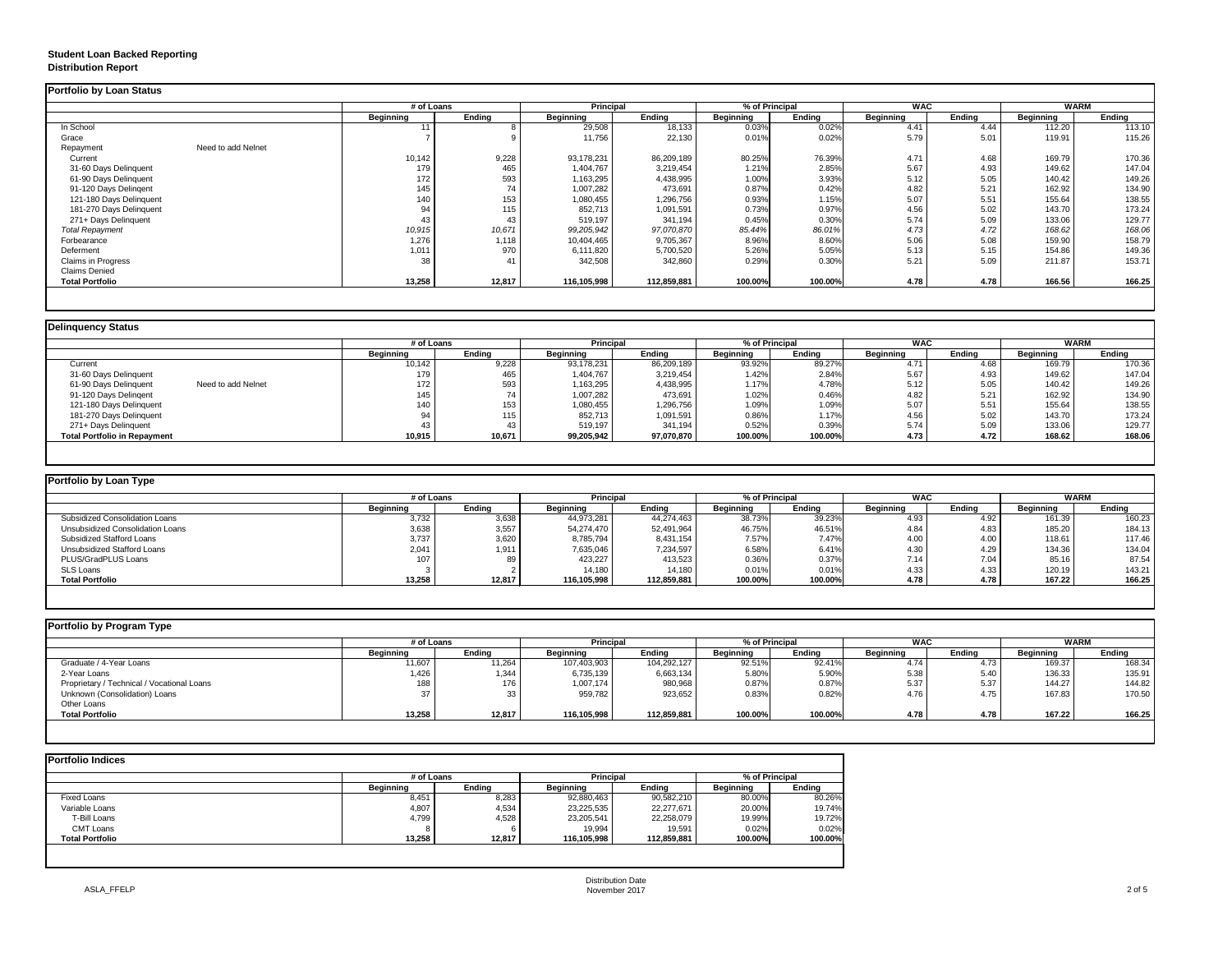**Student Loan Backed Reporting**
**Distribution Report**

## Portfolio by Loan Status

| | | # of Loans | | Principal | | % of Principal | | WAC | | WARM | |
|---|---|---|---|---|---|---|---|---|---|---|---|
| | | Beginning | Ending | Beginning | Ending | Beginning | Ending | Beginning | Ending | Beginning | Ending |
| In School | | 11 | 8 | 29,508 | 18,133 | 0.03% | 0.02% | 4.41 | 4.44 | 112.20 | 113.10 |
| Grace | | 7 | 9 | 11,756 | 22,130 | 0.01% | 0.02% | 5.79 | 5.01 | 119.91 | 115.26 |
| Repayment | Need to add Nelnet | | | | | | | | | | |
| Current | | 10,142 | 9,228 | 93,178,231 | 86,209,189 | 80.25% | 76.39% | 4.71 | 4.68 | 169.79 | 170.36 |
| 31-60 Days Delinquent | | 179 | 465 | 1,404,767 | 3,219,454 | 1.21% | 2.85% | 5.67 | 4.93 | 149.62 | 147.04 |
| 61-90 Days Delinquent | | 172 | 593 | 1,163,295 | 4,438,995 | 1.00% | 3.93% | 5.12 | 5.05 | 140.42 | 149.26 |
| 91-120 Days Delingent | | 145 | 74 | 1,007,282 | 473,691 | 0.87% | 0.42% | 4.82 | 5.21 | 162.92 | 134.90 |
| 121-180 Days Delinquent | | 140 | 153 | 1,080,455 | 1,296,756 | 0.93% | 1.15% | 5.07 | 5.51 | 155.64 | 138.55 |
| 181-270 Days Delinquent | | 94 | 115 | 852,713 | 1,091,591 | 0.73% | 0.97% | 4.56 | 5.02 | 143.70 | 173.24 |
| 271+ Days Delinquent | | 43 | 43 | 519,197 | 341,194 | 0.45% | 0.30% | 5.74 | 5.09 | 133.06 | 129.77 |
| *Total Repayment* | | *10,915* | *10,671* | *99,205,942* | *97,070,870* | *85.44%* | *86.01%* | *4.73* | *4.72* | *168.62* | *168.06* |
| Forbearance | | 1,276 | 1,118 | 10,404,465 | 9,705,367 | 8.96% | 8.60% | 5.06 | 5.08 | 159.90 | 158.79 |
| Deferment | | 1,011 | 970 | 6,111,820 | 5,700,520 | 5.26% | 5.05% | 5.13 | 5.15 | 154.86 | 149.36 |
| Claims in Progress | | 38 | 41 | 342,508 | 342,860 | 0.29% | 0.30% | 5.21 | 5.09 | 211.87 | 153.71 |
| Claims Denied | | | | | | | | | | | |
| **Total Portfolio** | | **13,258** | **12,817** | **116,105,998** | **112,859,881** | **100.00%** | **100.00%** | **4.78** | **4.78** | **166.56** | **166.25** |

## Delinquency Status

| | | # of Loans | | Principal | | % of Principal | | WAC | | WARM | |
|---|---|---|---|---|---|---|---|---|---|---|---|
| | | Beginning | Ending | Beginning | Ending | Beginning | Ending | Beginning | Ending | Beginning | Ending |
| Current | | 10,142 | 9,228 | 93,178,231 | 86,209,189 | 93.92% | 89.27% | 4.71 | 4.68 | 169.79 | 170.36 |
| 31-60 Days Delinquent | | 179 | 465 | 1,404,767 | 3,219,454 | 1.42% | 2.84% | 5.67 | 4.93 | 149.62 | 147.04 |
| 61-90 Days Delinquent | Need to add Nelnet | 172 | 593 | 1,163,295 | 4,438,995 | 1.17% | 4.78% | 5.12 | 5.05 | 140.42 | 149.26 |
| 91-120 Days Delingent | | 145 | 74 | 1,007,282 | 473,691 | 1.02% | 0.46% | 4.82 | 5.21 | 162.92 | 134.90 |
| 121-180 Days Delinquent | | 140 | 153 | 1,080,455 | 1,296,756 | 1.09% | 1.09% | 5.07 | 5.51 | 155.64 | 138.55 |
| 181-270 Days Delinquent | | 94 | 115 | 852,713 | 1,091,591 | 0.86% | 1.17% | 4.56 | 5.02 | 143.70 | 173.24 |
| 271+ Days Delinquent | | 43 | 43 | 519,197 | 341,194 | 0.52% | 0.39% | 5.74 | 5.09 | 133.06 | 129.77 |
| **Total Portfolio in Repayment** | | **10,915** | **10,671** | **99,205,942** | **97,070,870** | **100.00%** | **100.00%** | **4.73** | **4.72** | **168.62** | **168.06** |

## Portfolio by Loan Type

| | # of Loans | | Principal | | % of Principal | | WAC | | WARM | |
|---|---|---|---|---|---|---|---|---|---|---|
| | Beginning | Ending | Beginning | Ending | Beginning | Ending | Beginning | Ending | Beginning | Ending |
| Subsidized Consolidation Loans | 3,732 | 3,638 | 44,973,281 | 44,274,463 | 38.73% | 39.23% | 4.93 | 4.92 | 161.39 | 160.23 |
| Unsubsidized Consolidation Loans | 3,638 | 3,557 | 54,274,470 | 52,491,964 | 46.75% | 46.51% | 4.84 | 4.83 | 185.20 | 184.13 |
| Subsidized Stafford Loans | 3,737 | 3,620 | 8,785,794 | 8,431,154 | 7.57% | 7.47% | 4.00 | 4.00 | 118.61 | 117.46 |
| Unsubsidized Stafford Loans | 2,041 | 1,911 | 7,635,046 | 7,234,597 | 6.58% | 6.41% | 4.30 | 4.29 | 134.36 | 134.04 |
| PLUS/GradPLUS Loans | 107 | 89 | 423,227 | 413,523 | 0.36% | 0.37% | 7.14 | 7.04 | 85.16 | 87.54 |
| SLS Loans | 3 | 2 | 14,180 | 14,180 | 0.01% | 0.01% | 4.33 | 4.33 | 120.19 | 143.21 |
| **Total Portfolio** | **13,258** | **12,817** | **116,105,998** | **112,859,881** | **100.00%** | **100.00%** | **4.78** | **4.78** | **167.22** | **166.25** |

## Portfolio by Program Type

| | # of Loans | | Principal | | % of Principal | | WAC | | WARM | |
|---|---|---|---|---|---|---|---|---|---|---|
| | Beginning | Ending | Beginning | Ending | Beginning | Ending | Beginning | Ending | Beginning | Ending |
| Graduate / 4-Year Loans | 11,607 | 11,264 | 107,403,903 | 104,292,127 | 92.51% | 92.41% | 4.74 | 4.73 | 169.37 | 168.34 |
| 2-Year Loans | 1,426 | 1,344 | 6,735,139 | 6,663,134 | 5.80% | 5.90% | 5.38 | 5.40 | 136.33 | 135.91 |
| Proprietary / Technical / Vocational Loans | 188 | 176 | 1,007,174 | 980,968 | 0.87% | 0.87% | 5.37 | 5.37 | 144.27 | 144.82 |
| Unknown (Consolidation) Loans | 37 | 33 | 959,782 | 923,652 | 0.83% | 0.82% | 4.76 | 4.75 | 167.83 | 170.50 |
| Other Loans | | | | | | | | | | |
| **Total Portfolio** | **13,258** | **12,817** | **116,105,998** | **112,859,881** | **100.00%** | **100.00%** | **4.78** | **4.78** | **167.22** | **166.25** |

## Portfolio Indices

| | # of Loans | | Principal | | % of Principal | |
|---|---|---|---|---|---|---|
| | Beginning | Ending | Beginning | Ending | Beginning | Ending |
| Fixed Loans | 8,451 | 8,283 | 92,880,463 | 90,582,210 | 80.00% | 80.26% |
| Variable Loans | 4,807 | 4,534 | 23,225,535 | 22,277,671 | 20.00% | 19.74% |
| T-Bill Loans | 4,799 | 4,528 | 23,205,541 | 22,258,079 | 19.99% | 19.72% |
| CMT Loans | 8 | 6 | 19,994 | 19,591 | 0.02% | 0.02% |
| **Total Portfolio** | **13,258** | **12,817** | **116,105,998** | **112,859,881** | **100.00%** | **100.00%** |

ASLA_FFELP

Distribution Date
November 2017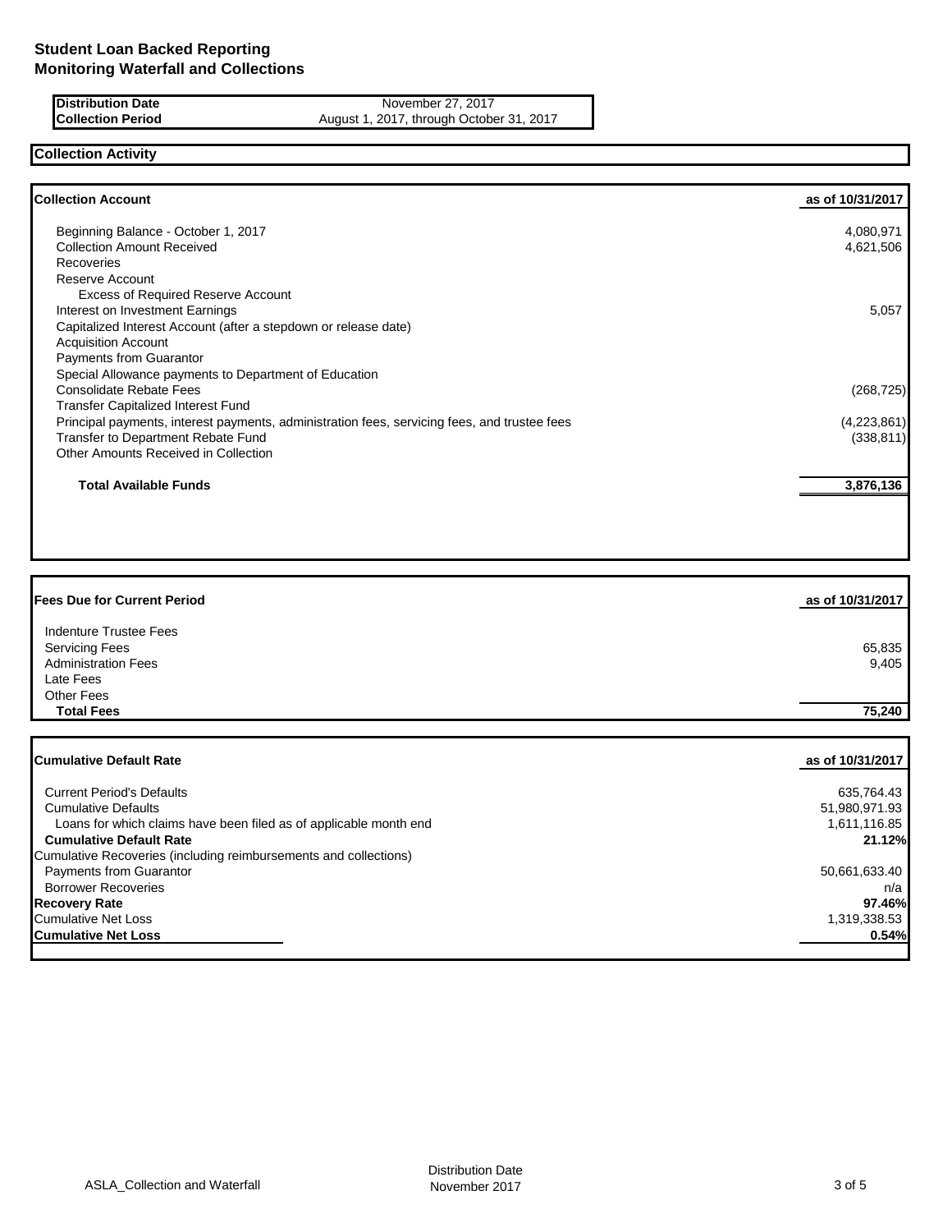# Student Loan Backed Reporting
## Monitoring Waterfall and Collections

| | |
|---|---|
| **Distribution Date** | November 27, 2017 |
| **Collection Period** | August 1, 2017, through October 31, 2017 |

## Collection Activity

| **Collection Account** | **as of 10/31/2017** |
|---|---|
| Beginning Balance - October 1, 2017 | 4,080,971 |
| Collection Amount Received | 4,621,506 |
| Recoveries | |
| Reserve Account | |
| Excess of Required Reserve Account | |
| Interest on Investment Earnings | 5,057 |
| Capitalized Interest Account (after a stepdown or release date) | |
| Acquisition Account | |
| Payments from Guarantor | |
| Special Allowance payments to Department of Education | |
| Consolidate Rebate Fees | (268,725) |
| Transfer Capitalized Interest Fund | |
| Principal payments, interest payments, administration fees, servicing fees, and trustee fees | (4,223,861) |
| Transfer to Department Rebate Fund | (338,811) |
| Other Amounts Received in Collection | |
| **Total Available Funds** | **3,876,136** |

| **Fees Due for Current Period** | **as of 10/31/2017** |
|---|---|
| Indenture Trustee Fees | |
| Servicing Fees | 65,835 |
| Administration Fees | 9,405 |
| Late Fees | |
| Other Fees | |
| **Total Fees** | **75,240** |

| **Cumulative Default Rate** | **as of 10/31/2017** |
|---|---|
| Current Period's Defaults | 635,764.43 |
| Cumulative Defaults | 51,980,971.93 |
| Loans for which claims have been filed as of applicable month end | 1,611,116.85 |
| **Cumulative Default Rate** | **21.12%** |
| Cumulative Recoveries (including reimbursements and collections) | |
| Payments from Guarantor | 50,661,633.40 |
| Borrower Recoveries | n/a |
| **Recovery Rate** | **97.46%** |
| Cumulative Net Loss | 1,319,338.53 |
| **Cumulative Net Loss** | **0.54%** |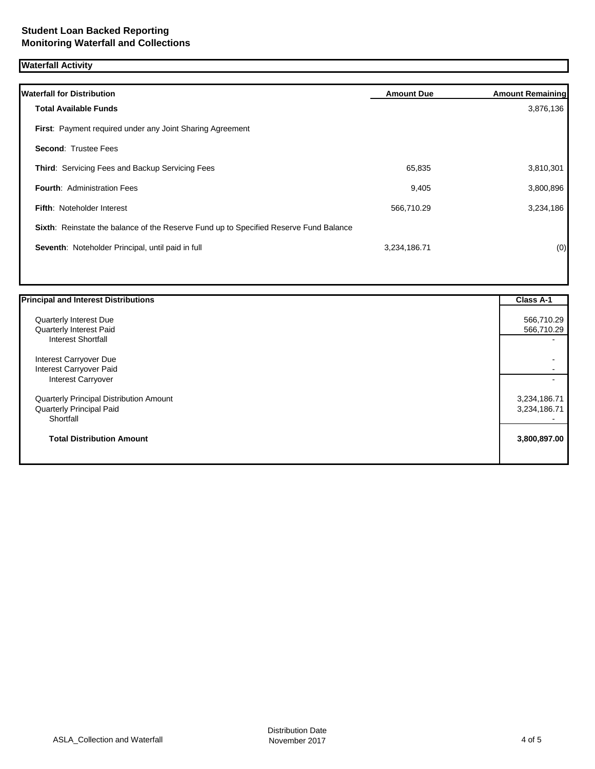**Student Loan Backed Reporting**
**Monitoring Waterfall and Collections**

## Waterfall Activity

| Waterfall for Distribution | Amount Due | Amount Remaining |
|---|---|---|
| **Total Available Funds** | | 3,876,136 |
| **First**: Payment required under any Joint Sharing Agreement | | |
| **Second**: Trustee Fees | | |
| **Third**: Servicing Fees and Backup Servicing Fees | 65,835 | 3,810,301 |
| **Fourth**: Administration Fees | 9,405 | 3,800,896 |
| **Fifth**: Noteholder Interest | 566,710.29 | 3,234,186 |
| **Sixth**: Reinstate the balance of the Reserve Fund up to Specified Reserve Fund Balance | | |
| **Seventh**: Noteholder Principal, until paid in full | 3,234,186.71 | (0) |

| Principal and Interest Distributions | Class A-1 |
|---|---|
| Quarterly Interest Due | 566,710.29 |
| Quarterly Interest Paid | 566,710.29 |
| Interest Shortfall | - |
| Interest Carryover Due | - |
| Interest Carryover Paid | - |
| Interest Carryover | - |
| Quarterly Principal Distribution Amount | 3,234,186.71 |
| Quarterly Principal Paid | 3,234,186.71 |
| Shortfall | - |
| **Total Distribution Amount** | **3,800,897.00** |

ASLA_Collection and Waterfall

Distribution Date
November 2017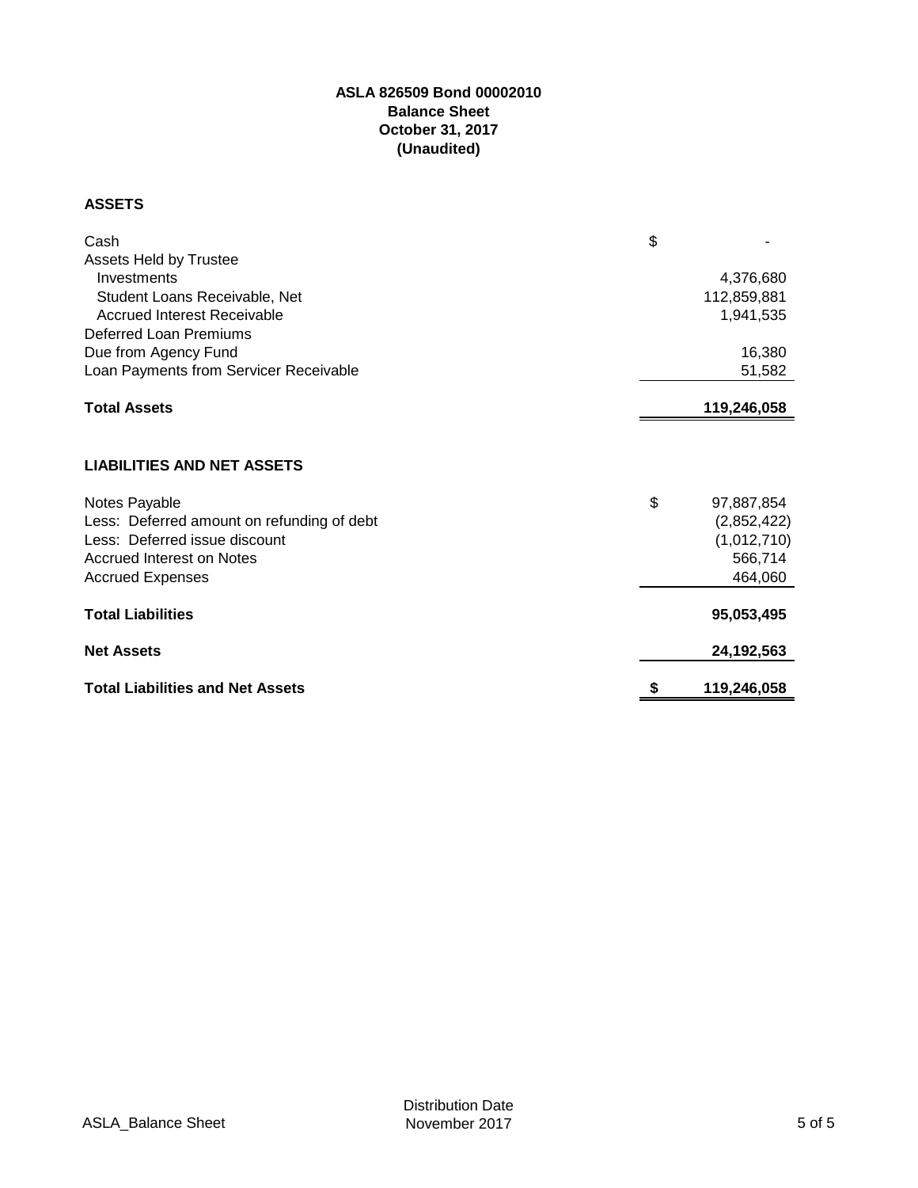**ASLA 826509 Bond 00002010**
**Balance Sheet**
**October 31, 2017**
**(Unaudited)**

**ASSETS**

| | | |
|---|---|---|
| Cash | $ | - |
| Assets Held by Trustee | | |
| Investments | | 4,376,680 |
| Student Loans Receivable, Net | | 112,859,881 |
| Accrued Interest Receivable | | 1,941,535 |
| Deferred Loan Premiums | | |
| Due from Agency Fund | | 16,380 |
| Loan Payments from Servicer Receivable | | 51,582 |
| **Total Assets** | | **119,246,058** |

**LIABILITIES AND NET ASSETS**

| | | |
|---|---|---|
| Notes Payable | $ | 97,887,854 |
| Less: Deferred amount on refunding of debt | | (2,852,422) |
| Less: Deferred issue discount | | (1,012,710) |
| Accrued Interest on Notes | | 566,714 |
| Accrued Expenses | | 464,060 |
| **Total Liabilities** | | **95,053,495** |
| **Net Assets** | | **24,192,563** |
| **Total Liabilities and Net Assets** | **$** | **119,246,058** |

ASLA_Balance Sheet

Distribution Date
November 2017